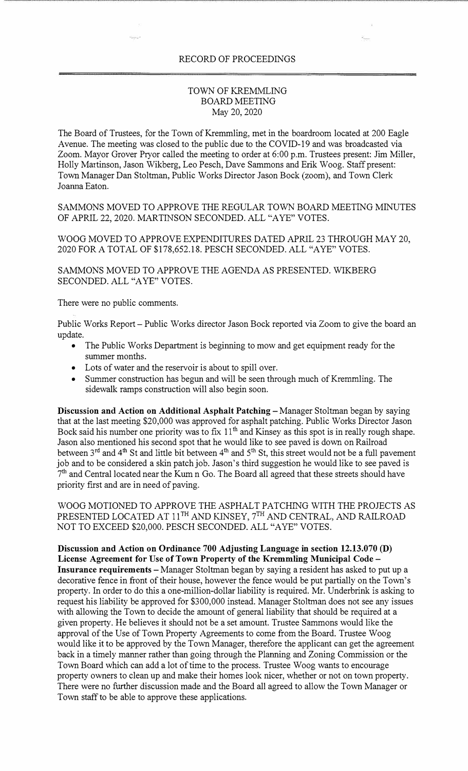RECORD OF PROCEEDINGS

TOWN OF KREMMLING
BOARD MEETING
May 20, 2020

The Board of Trustees, for the Town of Kremmling, met in the boardroom located at 200 Eagle Avenue. The meeting was closed to the public due to the COVID-19 and was broadcasted via Zoom. Mayor Grover Pryor called the meeting to order at 6:00 p.m. Trustees present: Jim Miller, Holly Martinson, Jason Wikberg, Leo Pesch, Dave Sammons and Erik Woog. Staff present: Town Manager Dan Stoltman, Public Works Director Jason Bock (zoom), and Town Clerk Joanna Eaton.

SAMMONS MOVED TO APPROVE THE REGULAR TOWN BOARD MEETING MINUTES OF APRIL 22, 2020. MARTINSON SECONDED. ALL "AYE" VOTES.

WOOG MOVED TO APPROVE EXPENDITURES DATED APRIL 23 THROUGH MAY 20, 2020 FOR A TOTAL OF $178,652.18. PESCH SECONDED. ALL "AYE" VOTES.

SAMMONS MOVED TO APPROVE THE AGENDA AS PRESENTED. WIKBERG SECONDED. ALL "AYE" VOTES.

There were no public comments.

Public Works Report – Public Works director Jason Bock reported via Zoom to give the board an update.

- The Public Works Department is beginning to mow and get equipment ready for the summer months.
- Lots of water and the reservoir is about to spill over.
- Summer construction has begun and will be seen through much of Kremmling. The sidewalk ramps construction will also begin soon.

**Discussion and Action on Additional Asphalt Patching** – Manager Stoltman began by saying that at the last meeting $20,000 was approved for asphalt patching. Public Works Director Jason Bock said his number one priority was to fix 11th and Kinsey as this spot is in really rough shape. Jason also mentioned his second spot that he would like to see paved is down on Railroad between 3rd and 4th St and little bit between 4th and 5th St, this street would not be a full pavement job and to be considered a skin patch job. Jason's third suggestion he would like to see paved is 7th and Central located near the Kum n Go. The Board all agreed that these streets should have priority first and are in need of paving.

WOOG MOTIONED TO APPROVE THE ASPHALT PATCHING WITH THE PROJECTS AS PRESENTED LOCATED AT 11TH AND KINSEY, 7TH AND CENTRAL, AND RAILROAD NOT TO EXCEED $20,000. PESCH SECONDED. ALL "AYE" VOTES.

**Discussion and Action on Ordinance 700 Adjusting Language in section 12.13.070 (D) License Agreement for Use of Town Property of the Kremmling Municipal Code – Insurance requirements** – Manager Stoltman began by saying a resident has asked to put up a decorative fence in front of their house, however the fence would be put partially on the Town's property. In order to do this a one-million-dollar liability is required. Mr. Underbrink is asking to request his liability be approved for $300,000 instead. Manager Stoltman does not see any issues with allowing the Town to decide the amount of general liability that should be required at a given property. He believes it should not be a set amount. Trustee Sammons would like the approval of the Use of Town Property Agreements to come from the Board. Trustee Woog would like it to be approved by the Town Manager, therefore the applicant can get the agreement back in a timely manner rather than going through the Planning and Zoning Commission or the Town Board which can add a lot of time to the process. Trustee Woog wants to encourage property owners to clean up and make their homes look nicer, whether or not on town property. There were no further discussion made and the Board all agreed to allow the Town Manager or Town staff to be able to approve these applications.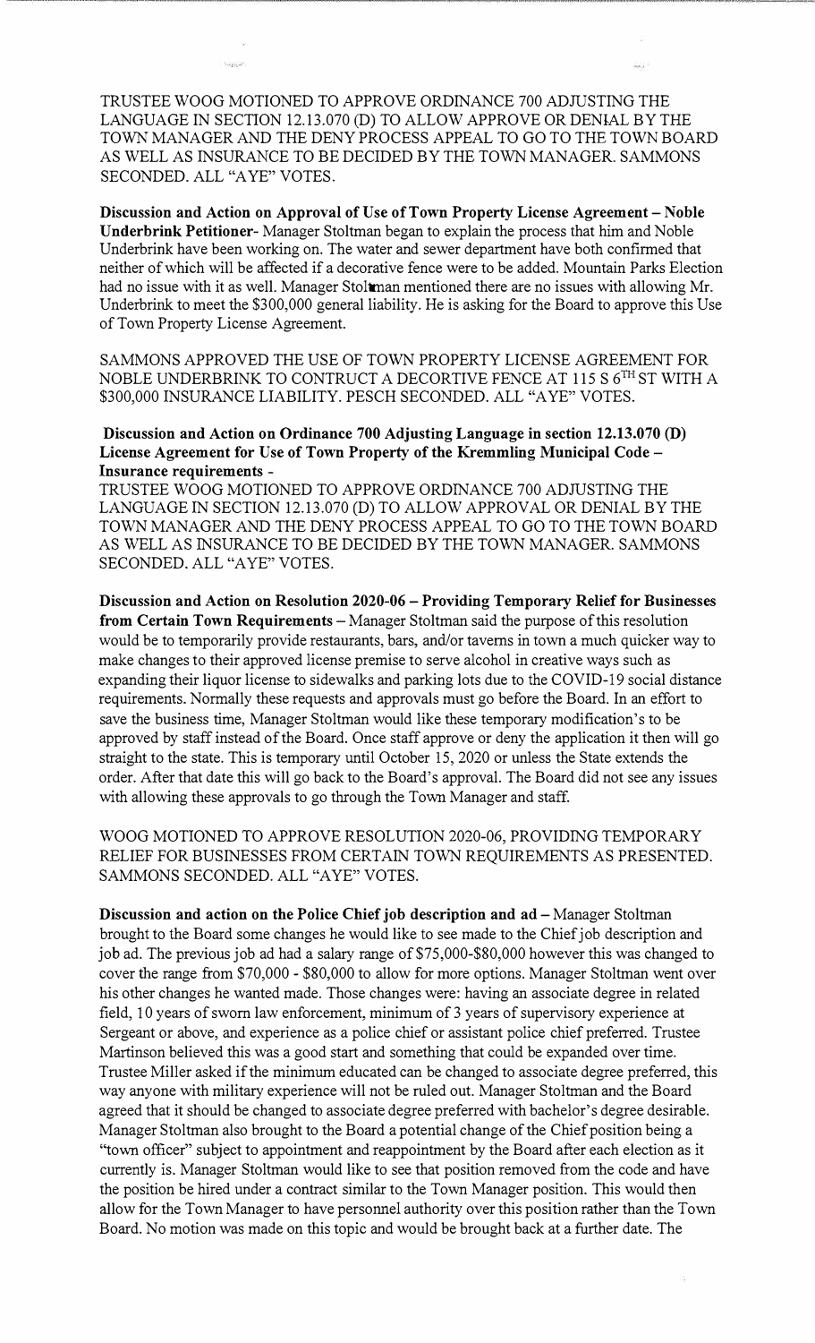TRUSTEE WOOG MOTIONED TO APPROVE ORDINANCE 700 ADJUSTING THE LANGUAGE IN SECTION 12.13.070 (D) TO ALLOW APPROVE OR DENIAL BY THE TOWN MANAGER AND THE DENY PROCESS APPEAL TO GO TO THE TOWN BOARD AS WELL AS INSURANCE TO BE DECIDED BY THE TOWN MANAGER. SAMMONS SECONDED. ALL "AYE" VOTES.

**Discussion and Action on Approval of Use of Town Property License Agreement – Noble Underbrink Petitioner**- Manager Stoltman began to explain the process that him and Noble Underbrink have been working on. The water and sewer department have both confirmed that neither of which will be affected if a decorative fence were to be added. Mountain Parks Election had no issue with it as well. Manager Stoltman mentioned there are no issues with allowing Mr. Underbrink to meet the $300,000 general liability. He is asking for the Board to approve this Use of Town Property License Agreement.

SAMMONS APPROVED THE USE OF TOWN PROPERTY LICENSE AGREEMENT FOR NOBLE UNDERBRINK TO CONTRUCT A DECORTIVE FENCE AT 115 S 6TH ST WITH A $300,000 INSURANCE LIABILITY. PESCH SECONDED. ALL "AYE" VOTES.

**Discussion and Action on Ordinance 700 Adjusting Language in section 12.13.070 (D) License Agreement for Use of Town Property of the Kremmling Municipal Code – Insurance requirements -**

TRUSTEE WOOG MOTIONED TO APPROVE ORDINANCE 700 ADJUSTING THE LANGUAGE IN SECTION 12.13.070 (D) TO ALLOW APPROVAL OR DENIAL BY THE TOWN MANAGER AND THE DENY PROCESS APPEAL TO GO TO THE TOWN BOARD AS WELL AS INSURANCE TO BE DECIDED BY THE TOWN MANAGER. SAMMONS SECONDED. ALL "AYE" VOTES.

**Discussion and Action on Resolution 2020-06 – Providing Temporary Relief for Businesses from Certain Town Requirements** – Manager Stoltman said the purpose of this resolution would be to temporarily provide restaurants, bars, and/or taverns in town a much quicker way to make changes to their approved license premise to serve alcohol in creative ways such as expanding their liquor license to sidewalks and parking lots due to the COVID-19 social distance requirements. Normally these requests and approvals must go before the Board. In an effort to save the business time, Manager Stoltman would like these temporary modification's to be approved by staff instead of the Board. Once staff approve or deny the application it then will go straight to the state. This is temporary until October 15, 2020 or unless the State extends the order. After that date this will go back to the Board's approval. The Board did not see any issues with allowing these approvals to go through the Town Manager and staff.

WOOG MOTIONED TO APPROVE RESOLUTION 2020-06, PROVIDING TEMPORARY RELIEF FOR BUSINESSES FROM CERTAIN TOWN REQUIREMENTS AS PRESENTED. SAMMONS SECONDED. ALL "AYE" VOTES.

**Discussion and action on the Police Chief job description and ad** – Manager Stoltman brought to the Board some changes he would like to see made to the Chief job description and job ad. The previous job ad had a salary range of $75,000-$80,000 however this was changed to cover the range from $70,000 - $80,000 to allow for more options. Manager Stoltman went over his other changes he wanted made. Those changes were: having an associate degree in related field, 10 years of sworn law enforcement, minimum of 3 years of supervisory experience at Sergeant or above, and experience as a police chief or assistant police chief preferred. Trustee Martinson believed this was a good start and something that could be expanded over time. Trustee Miller asked if the minimum educated can be changed to associate degree preferred, this way anyone with military experience will not be ruled out. Manager Stoltman and the Board agreed that it should be changed to associate degree preferred with bachelor's degree desirable. Manager Stoltman also brought to the Board a potential change of the Chief position being a "town officer" subject to appointment and reappointment by the Board after each election as it currently is. Manager Stoltman would like to see that position removed from the code and have the position be hired under a contract similar to the Town Manager position. This would then allow for the Town Manager to have personnel authority over this position rather than the Town Board. No motion was made on this topic and would be brought back at a further date. The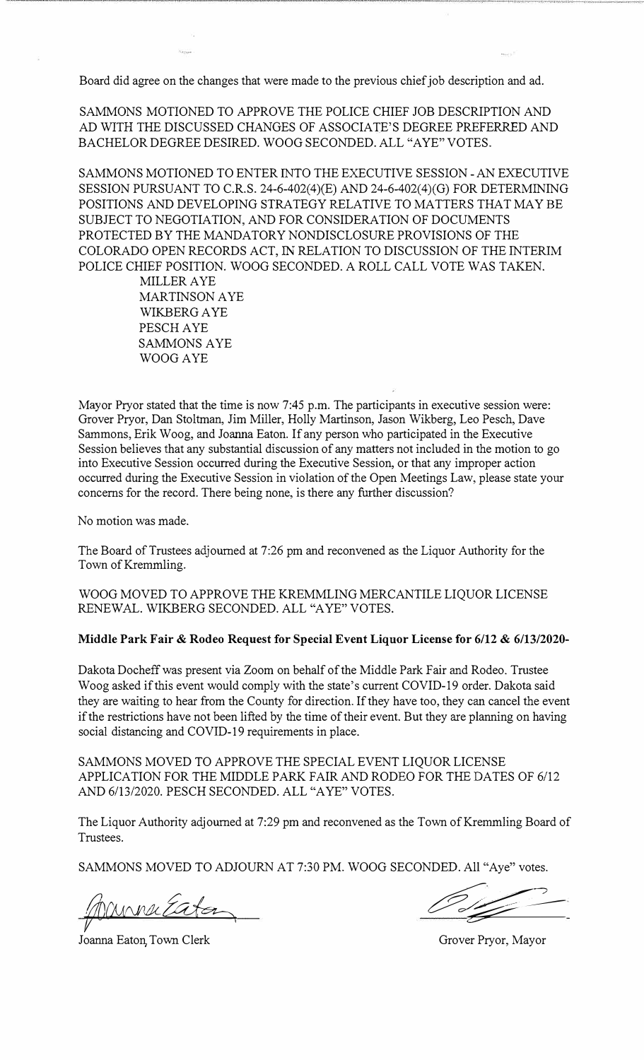Board did agree on the changes that were made to the previous chief job description and ad.

SAMMONS MOTIONED TO APPROVE THE POLICE CHIEF JOB DESCRIPTION AND AD WITH THE DISCUSSED CHANGES OF ASSOCIATE'S DEGREE PREFERRED AND BACHELOR DEGREE DESIRED. WOOG SECONDED. ALL "AYE" VOTES.

SAMMONS MOTIONED TO ENTER INTO THE EXECUTIVE SESSION - AN EXECUTIVE SESSION PURSUANT TO C.R.S. 24-6-402(4)(E) AND 24-6-402(4)(G) FOR DETERMINING POSITIONS AND DEVELOPING STRATEGY RELATIVE TO MATTERS THAT MAY BE SUBJECT TO NEGOTIATION, AND FOR CONSIDERATION OF DOCUMENTS PROTECTED BY THE MANDATORY NONDISCLOSURE PROVISIONS OF THE COLORADO OPEN RECORDS ACT, IN RELATION TO DISCUSSION OF THE INTERIM POLICE CHIEF POSITION. WOOG SECONDED. A ROLL CALL VOTE WAS TAKEN.

MILLER AYE
MARTINSON AYE
WIKBERG AYE
PESCH AYE
SAMMONS AYE
WOOG AYE

Mayor Pryor stated that the time is now 7:45 p.m. The participants in executive session were: Grover Pryor, Dan Stoltman, Jim Miller, Holly Martinson, Jason Wikberg, Leo Pesch, Dave Sammons, Erik Woog, and Joanna Eaton. If any person who participated in the Executive Session believes that any substantial discussion of any matters not included in the motion to go into Executive Session occurred during the Executive Session, or that any improper action occurred during the Executive Session in violation of the Open Meetings Law, please state your concerns for the record. There being none, is there any further discussion?

No motion was made.

The Board of Trustees adjourned at 7:26 pm and reconvened as the Liquor Authority for the Town of Kremmling.

WOOG MOVED TO APPROVE THE KREMMLING MERCANTILE LIQUOR LICENSE RENEWAL. WIKBERG SECONDED. ALL "AYE" VOTES.

**Middle Park Fair & Rodeo Request for Special Event Liquor License for 6/12 & 6/13/2020-**

Dakota Docheff was present via Zoom on behalf of the Middle Park Fair and Rodeo. Trustee Woog asked if this event would comply with the state's current COVID-19 order. Dakota said they are waiting to hear from the County for direction. If they have too, they can cancel the event if the restrictions have not been lifted by the time of their event. But they are planning on having social distancing and COVID-19 requirements in place.

SAMMONS MOVED TO APPROVE THE SPECIAL EVENT LIQUOR LICENSE APPLICATION FOR THE MIDDLE PARK FAIR AND RODEO FOR THE DATES OF 6/12 AND 6/13/2020. PESCH SECONDED. ALL "AYE" VOTES.

The Liquor Authority adjourned at 7:29 pm and reconvened as the Town of Kremmling Board of Trustees.

SAMMONS MOVED TO ADJOURN AT 7:30 PM. WOOG SECONDED. All "Aye" votes.

Joanna Eaton, Town Clerk

Grover Pryor, Mayor